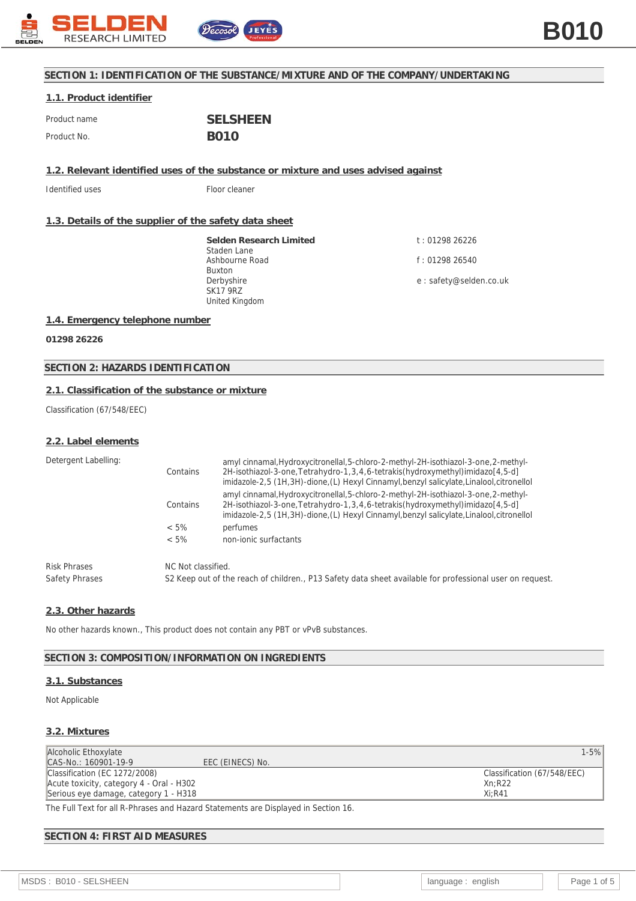# SECTION 1: IDENTIFICATION OF THE SUBSTANCE/MIXTURE AND OF THE COMPANY/UNDERTAKING

## 1.1. Product identifier

Product name **SELSHEEN**

Product No. **B010**

## 1.2. Relevant identified uses of the substance or mixture and uses advised against

Identified uses Floor cleaner

## 1.3. Details of the supplier of the safety data sheet

**Selden Research Limited**
Staden Lane
Ashbourne Road
Buxton
Derbyshire
SK17 9RZ
United Kingdom

t : 01298 26226

f : 01298 26540

e : safety@selden.co.uk

## 1.4. Emergency telephone number

**01298 26226**

# SECTION 2: HAZARDS IDENTIFICATION

## 2.1. Classification of the substance or mixture

Classification (67/548/EEC)

## 2.2. Label elements

Detergent Labelling:

| | | |
|---|---|---|
| | Contains | amyl cinnamal,Hydroxycitronellal,5-chloro-2-methyl-2H-isothiazol-3-one,2-methyl-2H-isothiazol-3-one,Tetrahydro-1,3,4,6-tetrakis(hydroxymethyl)imidazo[4,5-d]imidazole-2,5 (1H,3H)-dione,(L) Hexyl Cinnamyl,benzyl salicylate,Linalool,citronellol |
| | Contains | amyl cinnamal,Hydroxycitronellal,5-chloro-2-methyl-2H-isothiazol-3-one,2-methyl-2H-isothiazol-3-one,Tetrahydro-1,3,4,6-tetrakis(hydroxymethyl)imidazo[4,5-d]imidazole-2,5 (1H,3H)-dione,(L) Hexyl Cinnamyl,benzyl salicylate,Linalool,citronellol |
| | < 5% | perfumes |
| | < 5% | non-ionic surfactants |

Risk Phrases NC Not classified.

Safety Phrases S2 Keep out of the reach of children., P13 Safety data sheet available for professional user on request.

## 2.3. Other hazards

No other hazards known., This product does not contain any PBT or vPvB substances.

# SECTION 3: COMPOSITION/INFORMATION ON INGREDIENTS

## 3.1. Substances

Not Applicable

## 3.2. Mixtures

| Alcoholic Ethoxylate | | 1-5% |
|---|---|---|
| CAS-No.: 160901-19-9 | EEC (EINECS) No. | |
| Classification (EC 1272/2008) | | Classification (67/548/EEC) |
| Acute toxicity, category 4 - Oral - H302 | | Xn;R22 |
| Serious eye damage, category 1 - H318 | | Xi;R41 |

The Full Text for all R-Phrases and Hazard Statements are Displayed in Section 16.

# SECTION 4: FIRST AID MEASURES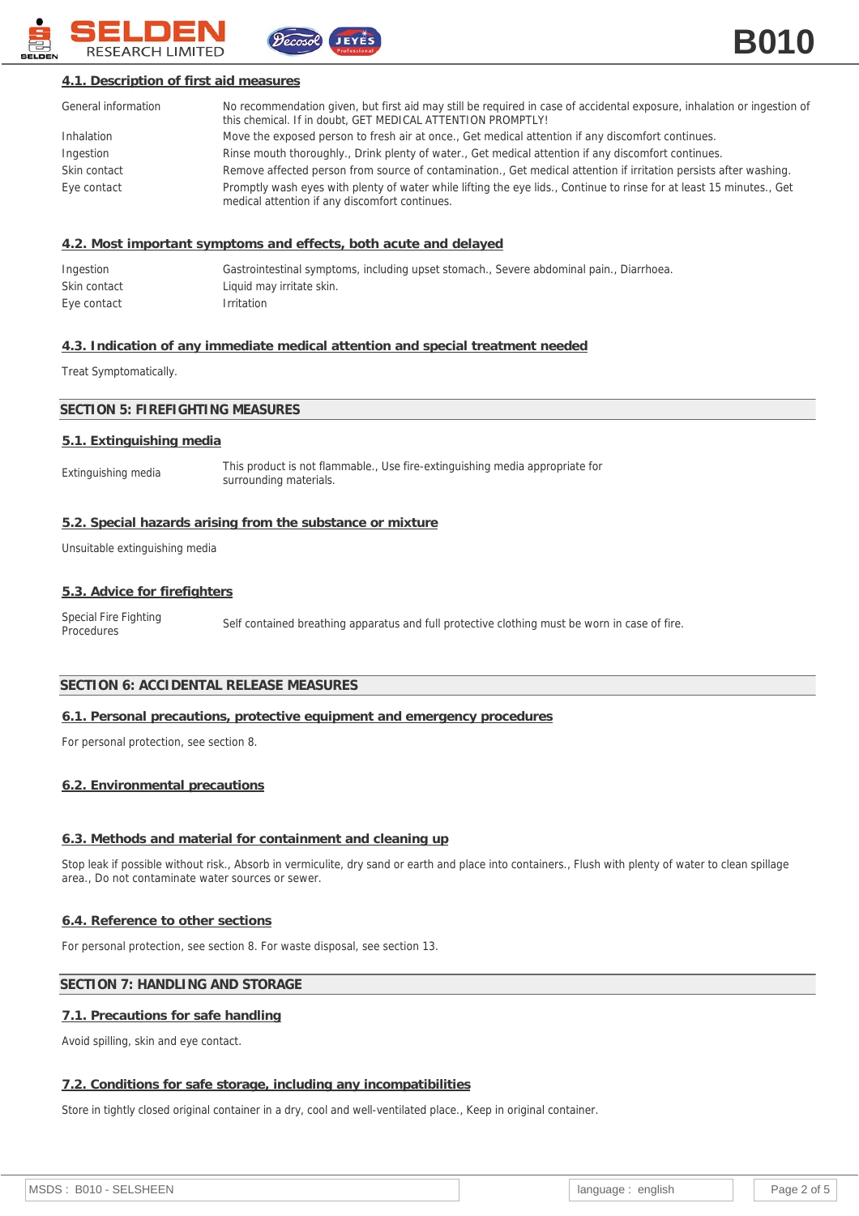#### 4.1. Description of first aid measures

| | |
|---|---|
| General information | No recommendation given, but first aid may still be required in case of accidental exposure, inhalation or ingestion of this chemical. If in doubt, GET MEDICAL ATTENTION PROMPTLY! |
| Inhalation | Move the exposed person to fresh air at once., Get medical attention if any discomfort continues. |
| Ingestion | Rinse mouth thoroughly., Drink plenty of water., Get medical attention if any discomfort continues. |
| Skin contact | Remove affected person from source of contamination., Get medical attention if irritation persists after washing. |
| Eye contact | Promptly wash eyes with plenty of water while lifting the eye lids., Continue to rinse for at least 15 minutes., Get medical attention if any discomfort continues. |

#### 4.2. Most important symptoms and effects, both acute and delayed

| | |
|---|---|
| Ingestion | Gastrointestinal symptoms, including upset stomach., Severe abdominal pain., Diarrhoea. |
| Skin contact | Liquid may irritate skin. |
| Eye contact | Irritation |

#### 4.3. Indication of any immediate medical attention and special treatment needed

Treat Symptomatically.

### SECTION 5: FIREFIGHTING MEASURES

#### 5.1. Extinguishing media

| | |
|---|---|
| Extinguishing media | This product is not flammable., Use fire-extinguishing media appropriate for surrounding materials. |

#### 5.2. Special hazards arising from the substance or mixture

Unsuitable extinguishing media

#### 5.3. Advice for firefighters

| | |
|---|---|
| Special Fire Fighting Procedures | Self contained breathing apparatus and full protective clothing must be worn in case of fire. |

### SECTION 6: ACCIDENTAL RELEASE MEASURES

#### 6.1. Personal precautions, protective equipment and emergency procedures

For personal protection, see section 8.

#### 6.2. Environmental precautions

#### 6.3. Methods and material for containment and cleaning up

Stop leak if possible without risk., Absorb in vermiculite, dry sand or earth and place into containers., Flush with plenty of water to clean spillage area., Do not contaminate water sources or sewer.

#### 6.4. Reference to other sections

For personal protection, see section 8. For waste disposal, see section 13.

### SECTION 7: HANDLING AND STORAGE

#### 7.1. Precautions for safe handling

Avoid spilling, skin and eye contact.

#### 7.2. Conditions for safe storage, including any incompatibilities

Store in tightly closed original container in a dry, cool and well-ventilated place., Keep in original container.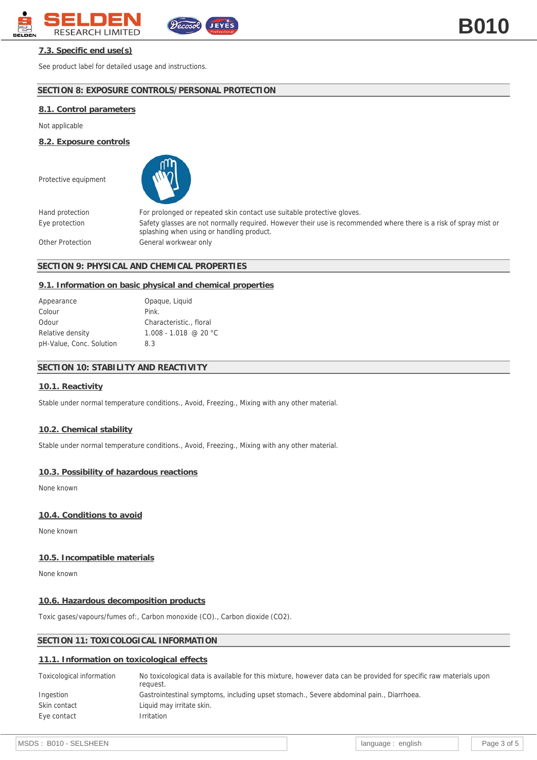### 7.3. Specific end use(s)

See product label for detailed usage and instructions.

## SECTION 8: EXPOSURE CONTROLS/PERSONAL PROTECTION

### 8.1. Control parameters

Not applicable

### 8.2. Exposure controls

Protective equipment

| | |
|---|---|
| Hand protection | For prolonged or repeated skin contact use suitable protective gloves. |
| Eye protection | Safety glasses are not normally required. However their use is recommended where there is a risk of spray mist or splashing when using or handling product. |
| Other Protection | General workwear only |

## SECTION 9: PHYSICAL AND CHEMICAL PROPERTIES

### 9.1. Information on basic physical and chemical properties

| | |
|---|---|
| Appearance | Opaque, Liquid |
| Colour | Pink. |
| Odour | Characteristic., floral |
| Relative density | 1.008 - 1.018 @ 20 °C |
| pH-Value, Conc. Solution | 8.3 |

## SECTION 10: STABILITY AND REACTIVITY

### 10.1. Reactivity

Stable under normal temperature conditions., Avoid, Freezing., Mixing with any other material.

### 10.2. Chemical stability

Stable under normal temperature conditions., Avoid, Freezing., Mixing with any other material.

### 10.3. Possibility of hazardous reactions

None known

### 10.4. Conditions to avoid

None known

### 10.5. Incompatible materials

None known

### 10.6. Hazardous decomposition products

Toxic gases/vapours/fumes of:, Carbon monoxide (CO)., Carbon dioxide ($CO_2$).

## SECTION 11: TOXICOLOGICAL INFORMATION

### 11.1. Information on toxicological effects

| | |
|---|---|
| Toxicological information | No toxicological data is available for this mixture, however data can be provided for specific raw materials upon request. |
| Ingestion | Gastrointestinal symptoms, including upset stomach., Severe abdominal pain., Diarrhoea. |
| Skin contact | Liquid may irritate skin. |
| Eye contact | Irritation |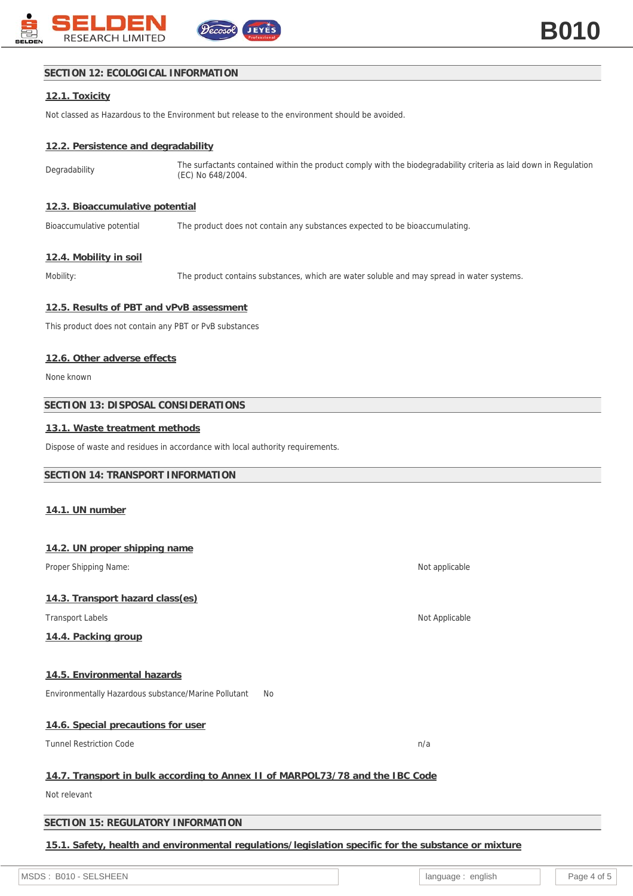## SECTION 12: ECOLOGICAL INFORMATION

### 12.1. Toxicity

Not classed as Hazardous to the Environment but release to the environment should be avoided.

### 12.2. Persistence and degradability

| | |
|---|---|
| Degradability | The surfactants contained within the product comply with the biodegradability criteria as laid down in Regulation (EC) No 648/2004. |

### 12.3. Bioaccumulative potential

| | |
|---|---|
| Bioaccumulative potential | The product does not contain any substances expected to be bioaccumulating. |

### 12.4. Mobility in soil

| | |
|---|---|
| Mobility: | The product contains substances, which are water soluble and may spread in water systems. |

### 12.5. Results of PBT and vPvB assessment

This product does not contain any PBT or PvB substances

### 12.6. Other adverse effects

None known

## SECTION 13: DISPOSAL CONSIDERATIONS

### 13.1. Waste treatment methods

Dispose of waste and residues in accordance with local authority requirements.

## SECTION 14: TRANSPORT INFORMATION

### 14.1. UN number

### 14.2. UN proper shipping name

| | |
|---|---|
| Proper Shipping Name: | Not applicable |

### 14.3. Transport hazard class(es)

| | |
|---|---|
| Transport Labels | Not Applicable |

### 14.4. Packing group

### 14.5. Environmental hazards

| | |
|---|---|
| Environmentally Hazardous substance/Marine Pollutant | No |

### 14.6. Special precautions for user

| | |
|---|---|
| Tunnel Restriction Code | n/a |

### 14.7. Transport in bulk according to Annex II of MARPOL73/78 and the IBC Code

Not relevant

## SECTION 15: REGULATORY INFORMATION

### 15.1. Safety, health and environmental regulations/legislation specific for the substance or mixture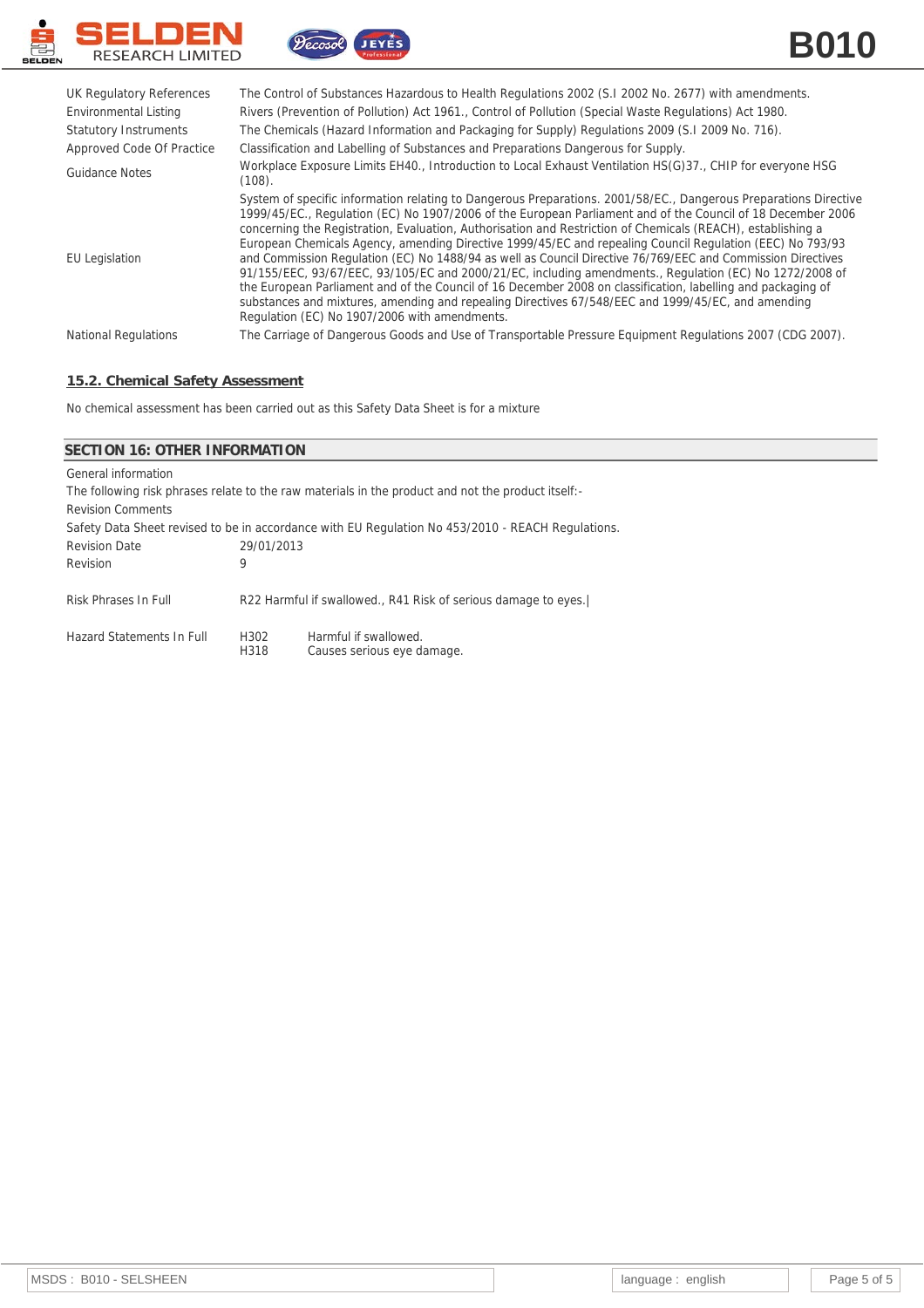| | |
|---|---|
| UK Regulatory References | The Control of Substances Hazardous to Health Regulations 2002 (S.I 2002 No. 2677) with amendments. |
| Environmental Listing | Rivers (Prevention of Pollution) Act 1961., Control of Pollution (Special Waste Regulations) Act 1980. |
| Statutory Instruments | The Chemicals (Hazard Information and Packaging for Supply) Regulations 2009 (S.I 2009 No. 716). |
| Approved Code Of Practice | Classification and Labelling of Substances and Preparations Dangerous for Supply. |
| Guidance Notes | Workplace Exposure Limits EH40., Introduction to Local Exhaust Ventilation HS(G)37., CHIP for everyone HSG (108). |
| EU Legislation | System of specific information relating to Dangerous Preparations. 2001/58/EC., Dangerous Preparations Directive 1999/45/EC., Regulation (EC) No 1907/2006 of the European Parliament and of the Council of 18 December 2006 concerning the Registration, Evaluation, Authorisation and Restriction of Chemicals (REACH), establishing a European Chemicals Agency, amending Directive 1999/45/EC and repealing Council Regulation (EEC) No 793/93 and Commission Regulation (EC) No 1488/94 as well as Council Directive 76/769/EEC and Commission Directives 91/155/EEC, 93/67/EEC, 93/105/EC and 2000/21/EC, including amendments., Regulation (EC) No 1272/2008 of the European Parliament and of the Council of 16 December 2008 on classification, labelling and packaging of substances and mixtures, amending and repealing Directives 67/548/EEC and 1999/45/EC, and amending Regulation (EC) No 1907/2006 with amendments. |
| National Regulations | The Carriage of Dangerous Goods and Use of Transportable Pressure Equipment Regulations 2007 (CDG 2007). |

### 15.2. Chemical Safety Assessment

No chemical assessment has been carried out as this Safety Data Sheet is for a mixture

## SECTION 16: OTHER INFORMATION

General information

The following risk phrases relate to the raw materials in the product and not the product itself:-

Revision Comments

Safety Data Sheet revised to be in accordance with EU Regulation No 453/2010 - REACH Regulations.

| | |
|---|---|
| Revision Date | 29/01/2013 |
| Revision | 9 |
| Risk Phrases In Full | R22 Harmful if swallowed., R41 Risk of serious damage to eyes.\| |

| | | |
|---|---|---|
| Hazard Statements In Full | H302 | Harmful if swallowed. |
| | H318 | Causes serious eye damage. |